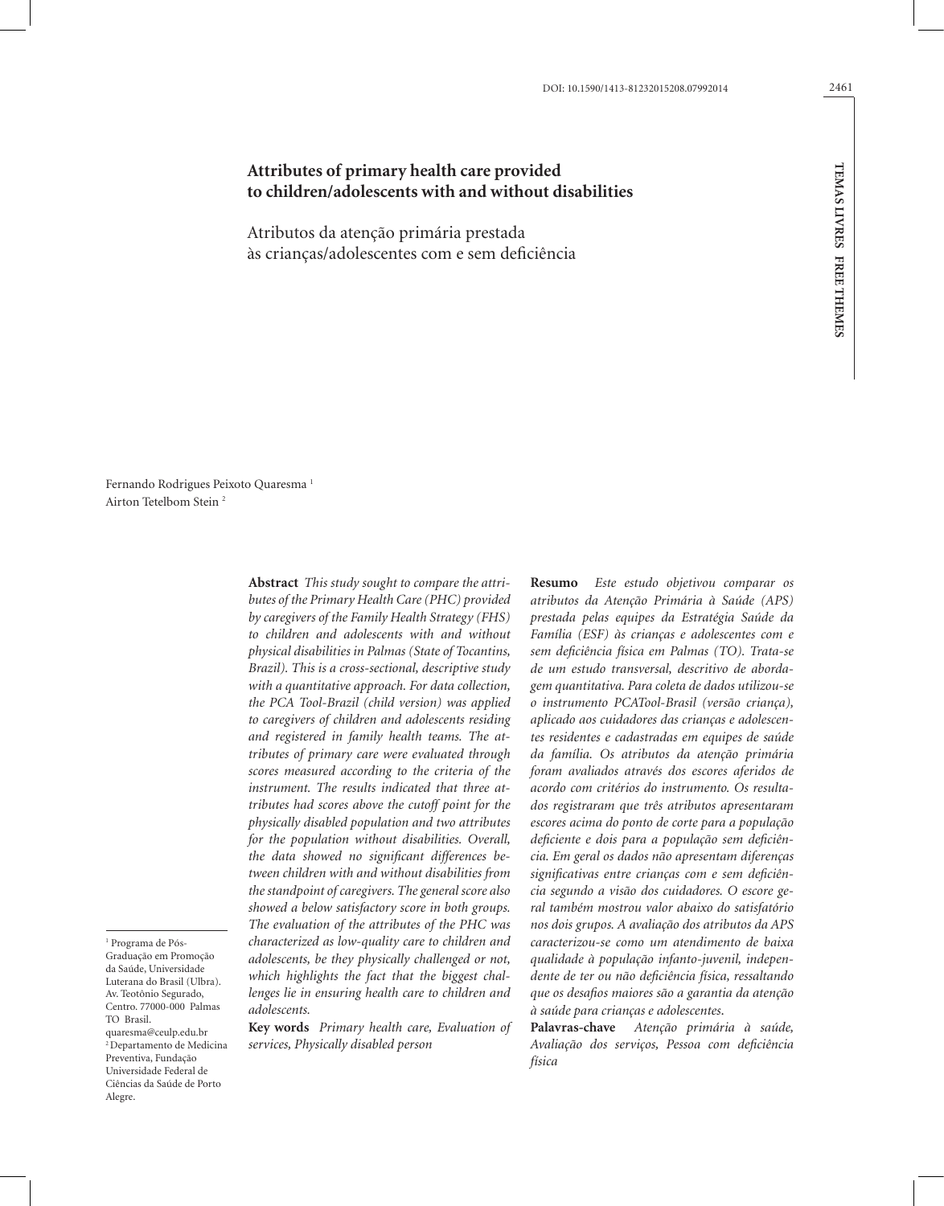DOI: 10.1590/1413-81232015208.07992014

# Attributes of primary health care provided to children/adolescents with and without disabilities

## Atributos da atenção primária prestada às crianças/adolescentes com e sem deficiência

Fernando Rodrigues Peixoto Quaresma [1]
Airton Tetelbom Stein [2]

**Abstract** *This study sought to compare the attributes of the Primary Health Care (PHC) provided by caregivers of the Family Health Strategy (FHS) to children and adolescents with and without physical disabilities in Palmas (State of Tocantins, Brazil). This is a cross-sectional, descriptive study with a quantitative approach. For data collection, the PCA Tool-Brazil (child version) was applied to caregivers of children and adolescents residing and registered in family health teams. The attributes of primary care were evaluated through scores measured according to the criteria of the instrument. The results indicated that three attributes had scores above the cutoff point for the physically disabled population and two attributes for the population without disabilities. Overall, the data showed no significant differences between children with and without disabilities from the standpoint of caregivers. The general score also showed a below satisfactory score in both groups. The evaluation of the attributes of the PHC was characterized as low-quality care to children and adolescents, be they physically challenged or not, which highlights the fact that the biggest challenges lie in ensuring health care to children and adolescents.*

**Key words** *Primary health care, Evaluation of services, Physically disabled person*

**Resumo** *Este estudo objetivou comparar os atributos da Atenção Primária à Saúde (APS) prestada pelas equipes da Estratégia Saúde da Família (ESF) às crianças e adolescentes com e sem deficiência física em Palmas (TO). Trata-se de um estudo transversal, descritivo de abordagem quantitativa. Para coleta de dados utilizou-se o instrumento PCATool-Brasil (versão criança), aplicado aos cuidadores das crianças e adolescentes residentes e cadastradas em equipes de saúde da família. Os atributos da atenção primária foram avaliados através dos escores aferidos de acordo com critérios do instrumento. Os resultados registraram que três atributos apresentaram escores acima do ponto de corte para a população deficiente e dois para a população sem deficiência. Em geral os dados não apresentam diferenças significativas entre crianças com e sem deficiência segundo a visão dos cuidadores. O escore geral também mostrou valor abaixo do satisfatório nos dois grupos. A avaliação dos atributos da APS caracterizou-se como um atendimento de baixa qualidade à população infanto-juvenil, independente de ter ou não deficiência física, ressaltando que os desafios maiores são a garantia da atenção à saúde para crianças e adolescentes.*

**Palavras-chave** *Atenção primária à saúde, Avaliação dos serviços, Pessoa com deficiência física*

[1] Programa de Pós-Graduação em Promoção da Saúde, Universidade Luterana do Brasil (Ulbra). Av. Teotônio Segurado, Centro. 77000-000 Palmas TO Brasil. quaresma@ceulp.edu.br
[2] Departamento de Medicina Preventiva, Fundação Universidade Federal de Ciências da Saúde de Porto Alegre.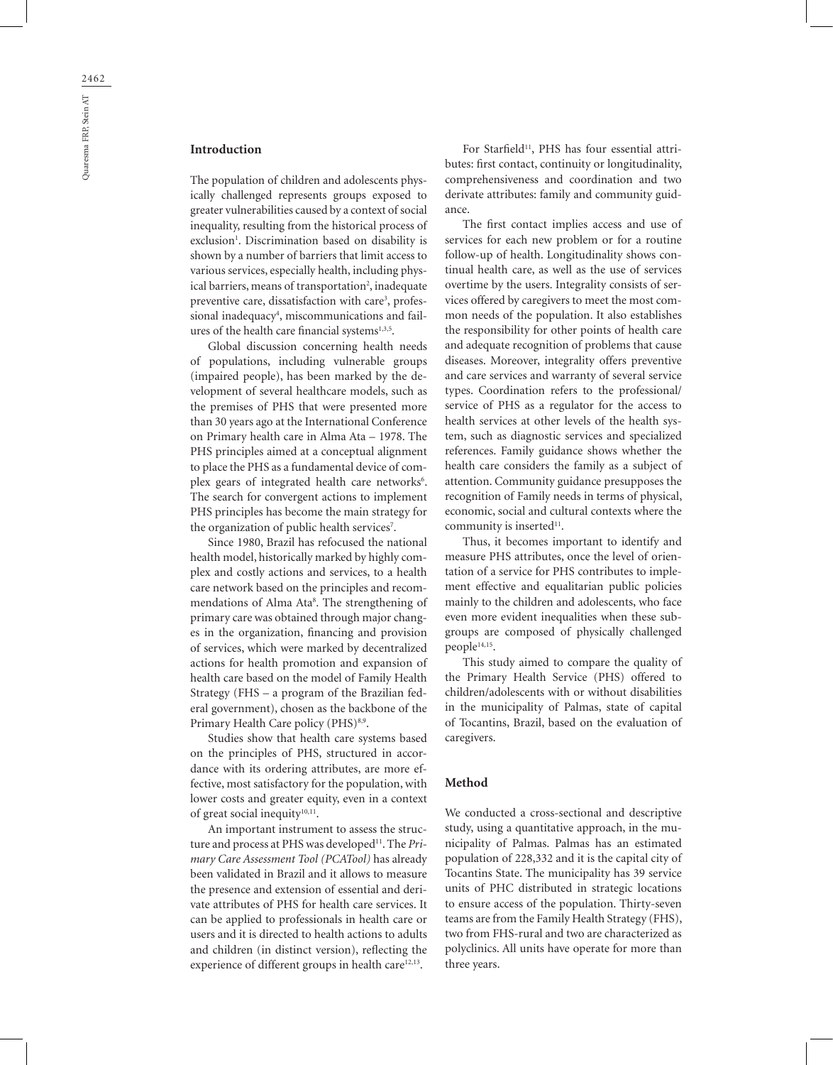## Introduction

The population of children and adolescents physically challenged represents groups exposed to greater vulnerabilities caused by a context of social inequality, resulting from the historical process of exclusion[1]. Discrimination based on disability is shown by a number of barriers that limit access to various services, especially health, including physical barriers, means of transportation[2], inadequate preventive care, dissatisfaction with care[3], professional inadequacy[4], miscommunications and failures of the health care financial systems[1,3,5].

Global discussion concerning health needs of populations, including vulnerable groups (impaired people), has been marked by the development of several healthcare models, such as the premises of PHS that were presented more than 30 years ago at the International Conference on Primary health care in Alma Ata – 1978. The PHS principles aimed at a conceptual alignment to place the PHS as a fundamental device of complex gears of integrated health care networks[6]. The search for convergent actions to implement PHS principles has become the main strategy for the organization of public health services[7].

Since 1980, Brazil has refocused the national health model, historically marked by highly complex and costly actions and services, to a health care network based on the principles and recommendations of Alma Ata[8]. The strengthening of primary care was obtained through major changes in the organization, financing and provision of services, which were marked by decentralized actions for health promotion and expansion of health care based on the model of Family Health Strategy (FHS – a program of the Brazilian federal government), chosen as the backbone of the Primary Health Care policy (PHS)[8,9].

Studies show that health care systems based on the principles of PHS, structured in accordance with its ordering attributes, are more effective, most satisfactory for the population, with lower costs and greater equity, even in a context of great social inequity[10,11].

An important instrument to assess the structure and process at PHS was developed[11]. The *Primary Care Assessment Tool (PCATool)* has already been validated in Brazil and it allows to measure the presence and extension of essential and derivate attributes of PHS for health care services. It can be applied to professionals in health care or users and it is directed to health actions to adults and children (in distinct version), reflecting the experience of different groups in health care[12,13].

For Starfield[11], PHS has four essential attributes: first contact, continuity or longitudinality, comprehensiveness and coordination and two derivate attributes: family and community guidance.

The first contact implies access and use of services for each new problem or for a routine follow-up of health. Longitudinality shows continual health care, as well as the use of services overtime by the users. Integrality consists of services offered by caregivers to meet the most common needs of the population. It also establishes the responsibility for other points of health care and adequate recognition of problems that cause diseases. Moreover, integrality offers preventive and care services and warranty of several service types. Coordination refers to the professional/service of PHS as a regulator for the access to health services at other levels of the health system, such as diagnostic services and specialized references. Family guidance shows whether the health care considers the family as a subject of attention. Community guidance presupposes the recognition of Family needs in terms of physical, economic, social and cultural contexts where the community is inserted[11].

Thus, it becomes important to identify and measure PHS attributes, once the level of orientation of a service for PHS contributes to implement effective and equalitarian public policies mainly to the children and adolescents, who face even more evident inequalities when these subgroups are composed of physically challenged people[14,15].

This study aimed to compare the quality of the Primary Health Service (PHS) offered to children/adolescents with or without disabilities in the municipality of Palmas, state of capital of Tocantins, Brazil, based on the evaluation of caregivers.

## Method

We conducted a cross-sectional and descriptive study, using a quantitative approach, in the municipality of Palmas. Palmas has an estimated population of 228,332 and it is the capital city of Tocantins State. The municipality has 39 service units of PHC distributed in strategic locations to ensure access of the population. Thirty-seven teams are from the Family Health Strategy (FHS), two from FHS-rural and two are characterized as polyclinics. All units have operate for more than three years.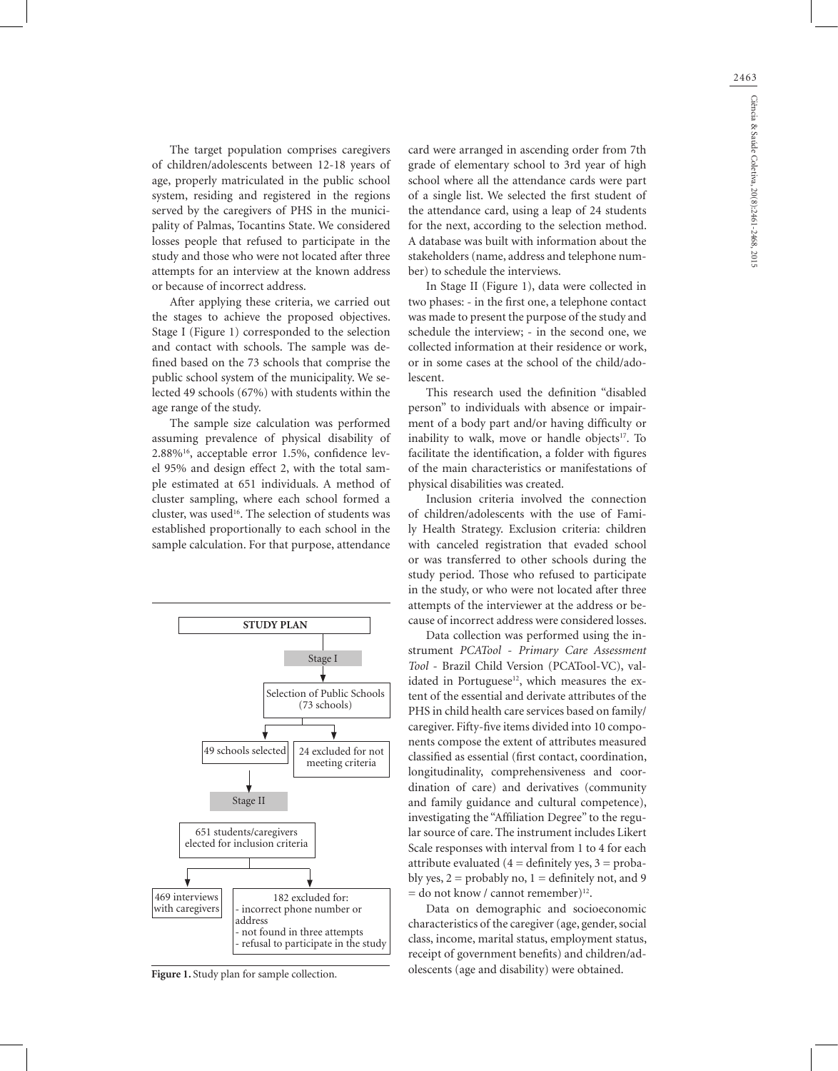The target population comprises caregivers of children/adolescents between 12-18 years of age, properly matriculated in the public school system, residing and registered in the regions served by the caregivers of PHS in the municipality of Palmas, Tocantins State. We considered losses people that refused to participate in the study and those who were not located after three attempts for an interview at the known address or because of incorrect address.

After applying these criteria, we carried out the stages to achieve the proposed objectives. Stage I (Figure 1) corresponded to the selection and contact with schools. The sample was defined based on the 73 schools that comprise the public school system of the municipality. We selected 49 schools (67%) with students within the age range of the study.

The sample size calculation was performed assuming prevalence of physical disability of 2.88%[16], acceptable error 1.5%, confidence level 95% and design effect 2, with the total sample estimated at 651 individuals. A method of cluster sampling, where each school formed a cluster, was used[16]. The selection of students was established proportionally to each school in the sample calculation. For that purpose, attendance card were arranged in ascending order from 7th grade of elementary school to 3rd year of high school where all the attendance cards were part of a single list. We selected the first student of the attendance card, using a leap of 24 students for the next, according to the selection method. A database was built with information about the stakeholders (name, address and telephone number) to schedule the interviews.

**STUDY PLAN**

Stage I

Selection of Public Schools (73 schools)

- 49 schools selected
- 24 excluded for not meeting criteria

Stage II

651 students/caregivers elected for inclusion criteria

- 469 interviews with caregivers
- 182 excluded for:
  - incorrect phone number or address
  - not found in three attempts
  - refusal to participate in the study

**Figure 1.** Study plan for sample collection.

In Stage II (Figure 1), data were collected in two phases: - in the first one, a telephone contact was made to present the purpose of the study and schedule the interview; - in the second one, we collected information at their residence or work, or in some cases at the school of the child/adolescent.

This research used the definition "disabled person" to individuals with absence or impairment of a body part and/or having difficulty or inability to walk, move or handle objects[17]. To facilitate the identification, a folder with figures of the main characteristics or manifestations of physical disabilities was created.

Inclusion criteria involved the connection of children/adolescents with the use of Family Health Strategy. Exclusion criteria: children with canceled registration that evaded school or was transferred to other schools during the study period. Those who refused to participate in the study, or who were not located after three attempts of the interviewer at the address or because of incorrect address were considered losses.

Data collection was performed using the instrument *PCATool - Primary Care Assessment Tool* - Brazil Child Version (PCATool-VC), validated in Portuguese[12], which measures the extent of the essential and derivate attributes of the PHS in child health care services based on family/caregiver. Fifty-five items divided into 10 components compose the extent of attributes measured classified as essential (first contact, coordination, longitudinality, comprehensiveness and coordination of care) and derivatives (community and family guidance and cultural competence), investigating the "Affiliation Degree" to the regular source of care. The instrument includes Likert Scale responses with interval from 1 to 4 for each attribute evaluated (4 = definitely yes, 3 = probably yes, 2 = probably no, 1 = definitely not, and 9 = do not know / cannot remember)[12].

Data on demographic and socioeconomic characteristics of the caregiver (age, gender, social class, income, marital status, employment status, receipt of government benefits) and children/adolescents (age and disability) were obtained.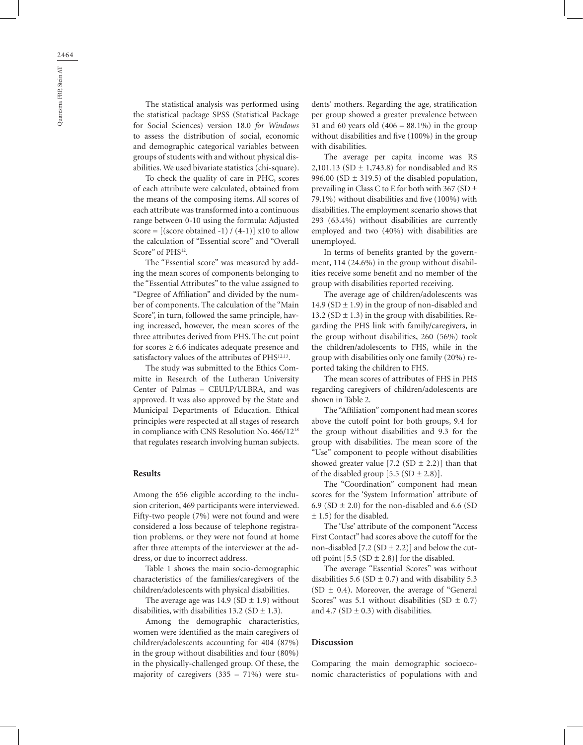The statistical analysis was performed using the statistical package SPSS (Statistical Package for Social Sciences) version 18.0 *for Windows* to assess the distribution of social, economic and demographic categorical variables between groups of students with and without physical disabilities. We used bivariate statistics (chi-square).

To check the quality of care in PHC, scores of each attribute were calculated, obtained from the means of the composing items. All scores of each attribute was transformed into a continuous range between 0-10 using the formula: Adjusted score = [(score obtained -1) / (4-1)] x10 to allow the calculation of "Essential score" and "Overall Score" of PHS[12].

The "Essential score" was measured by adding the mean scores of components belonging to the "Essential Attributes" to the value assigned to "Degree of Affiliation" and divided by the number of components. The calculation of the "Main Score", in turn, followed the same principle, having increased, however, the mean scores of the three attributes derived from PHS. The cut point for scores ≥ 6.6 indicates adequate presence and satisfactory values of the attributes of PHS[12,13].

The study was submitted to the Ethics Committe in Research of the Lutheran University Center of Palmas – CEULP/ULBRA, and was approved. It was also approved by the State and Municipal Departments of Education. Ethical principles were respected at all stages of research in compliance with CNS Resolution No. 466/12[18] that regulates research involving human subjects.

## Results

Among the 656 eligible according to the inclusion criterion, 469 participants were interviewed. Fifty-two people (7%) were not found and were considered a loss because of telephone registration problems, or they were not found at home after three attempts of the interviewer at the address, or due to incorrect address.

Table 1 shows the main socio-demographic characteristics of the families/caregivers of the children/adolescents with physical disabilities.

The average age was 14.9 (SD ± 1.9) without disabilities, with disabilities 13.2 (SD ± 1.3).

Among the demographic characteristics, women were identified as the main caregivers of children/adolescents accounting for 404 (87%) in the group without disabilities and four (80%) in the physically-challenged group. Of these, the majority of caregivers (335 – 71%) were students' mothers. Regarding the age, stratification per group showed a greater prevalence between 31 and 60 years old (406 – 88.1%) in the group without disabilities and five (100%) in the group with disabilities.

The average per capita income was R$ 2,101.13 (SD ± 1,743.8) for nondisabled and R$ 996.00 (SD ± 319.5) of the disabled population, prevailing in Class C to E for both with 367 (SD ± 79.1%) without disabilities and five (100%) with disabilities. The employment scenario shows that 293 (63.4%) without disabilities are currently employed and two (40%) with disabilities are unemployed.

In terms of benefits granted by the government, 114 (24.6%) in the group without disabilities receive some benefit and no member of the group with disabilities reported receiving.

The average age of children/adolescents was 14.9 (SD ± 1.9) in the group of non-disabled and 13.2 (SD ± 1.3) in the group with disabilities. Regarding the PHS link with family/caregivers, in the group without disabilities, 260 (56%) took the children/adolescents to FHS, while in the group with disabilities only one family (20%) reported taking the children to FHS.

The mean scores of attributes of FHS in PHS regarding caregivers of children/adolescents are shown in Table 2.

The "Affiliation" component had mean scores above the cutoff point for both groups, 9.4 for the group without disabilities and 9.3 for the group with disabilities. The mean score of the "Use" component to people without disabilities showed greater value [7.2 (SD ± 2.2)] than that of the disabled group [5.5 (SD ± 2.8)].

The "Coordination" component had mean scores for the 'System Information' attribute of 6.9 (SD ± 2.0) for the non-disabled and 6.6 (SD ± 1.5) for the disabled.

The 'Use' attribute of the component "Access First Contact" had scores above the cutoff for the non-disabled [7.2 (SD ± 2.2)] and below the cutoff point [5.5 (SD ± 2.8)] for the disabled.

The average "Essential Scores" was without disabilities 5.6 (SD ± 0.7) and with disability 5.3 (SD ± 0.4). Moreover, the average of "General Scores" was 5.1 without disabilities (SD ± 0.7) and 4.7 (SD ± 0.3) with disabilities.

## Discussion

Comparing the main demographic socioeconomic characteristics of populations with and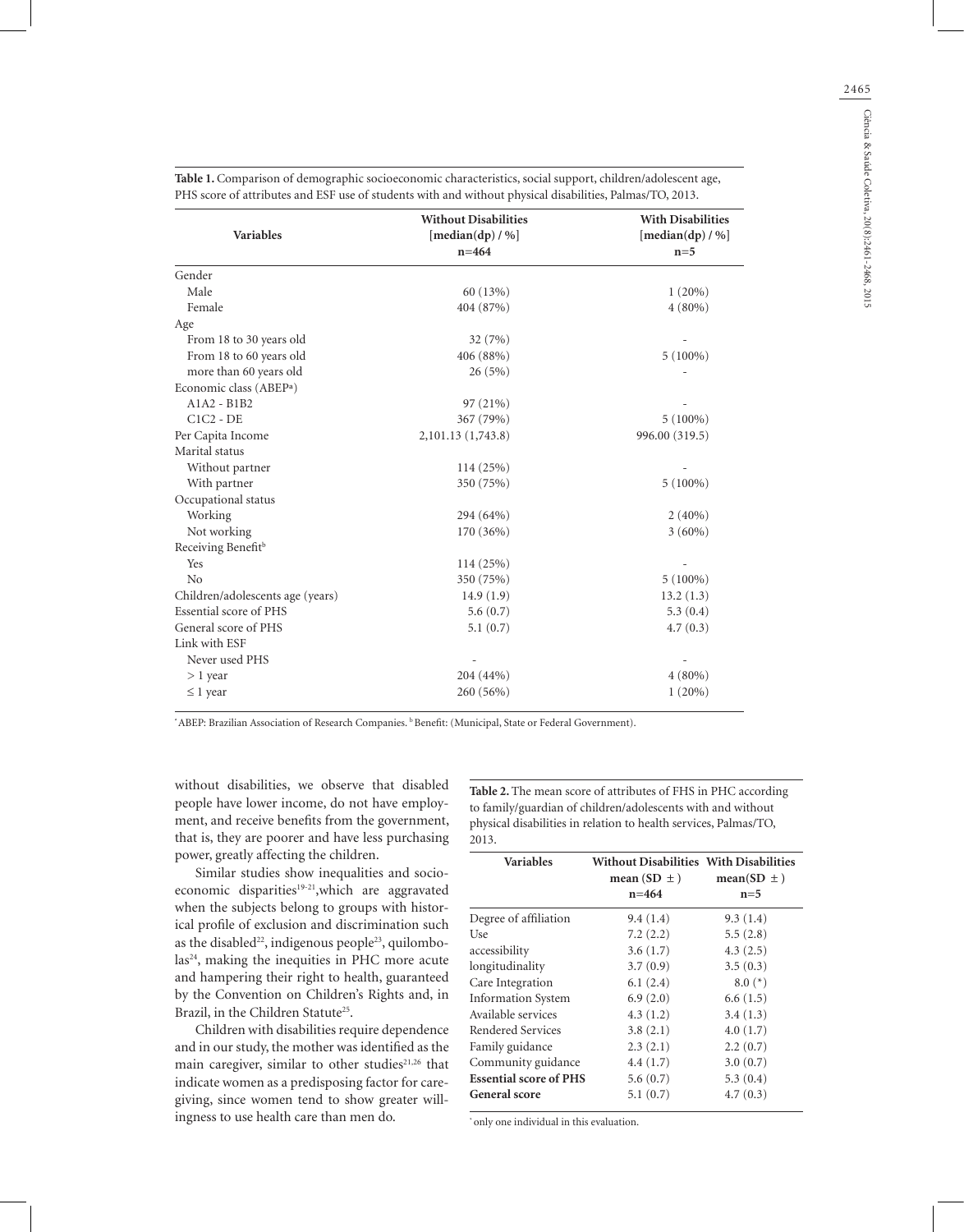**Table 1.** Comparison of demographic socioeconomic characteristics, social support, children/adolescent age, PHS score of attributes and ESF use of students with and without physical disabilities, Palmas/TO, 2013.

| Variables | Without Disabilities [median(dp) / %] n=464 | With Disabilities [median(dp) / %] n=5 |
|---|---|---|
| Gender | | |
| Male | 60 (13%) | 1 (20%) |
| Female | 404 (87%) | 4 (80%) |
| Age | | |
| From 18 to 30 years old | 32 (7%) | - |
| From 18 to 60 years old | 406 (88%) | 5 (100%) |
| more than 60 years old | 26 (5%) | - |
| Economic class (ABEP[a]) | | |
| A1A2 - B1B2 | 97 (21%) | - |
| C1C2 - DE | 367 (79%) | 5 (100%) |
| Per Capita Income | 2,101.13 (1,743.8) | 996.00 (319.5) |
| Marital status | | |
| Without partner | 114 (25%) | - |
| With partner | 350 (75%) | 5 (100%) |
| Occupational status | | |
| Working | 294 (64%) | 2 (40%) |
| Not working | 170 (36%) | 3 (60%) |
| Receiving Benefit[b] | | |
| Yes | 114 (25%) | - |
| No | 350 (75%) | 5 (100%) |
| Children/adolescents age (years) | 14.9 (1.9) | 13.2 (1.3) |
| Essential score of PHS | 5.6 (0.7) | 5.3 (0.4) |
| General score of PHS | 5.1 (0.7) | 4.7 (0.3) |
| Link with ESF | | |
| Never used PHS | - | - |
| > 1 year | 204 (44%) | 4 (80%) |
| ≤ 1 year | 260 (56%) | 1 (20%) |

[a] ABEP: Brazilian Association of Research Companies. [b] Benefit: (Municipal, State or Federal Government).

without disabilities, we observe that disabled people have lower income, do not have employment, and receive benefits from the government, that is, they are poorer and have less purchasing power, greatly affecting the children.

Similar studies show inequalities and socioeconomic disparities[19-21],which are aggravated when the subjects belong to groups with historical profile of exclusion and discrimination such as the disabled[22], indigenous people[23], quilombolas[24], making the inequities in PHC more acute and hampering their right to health, guaranteed by the Convention on Children's Rights and, in Brazil, in the Children Statute[25].

Children with disabilities require dependence and in our study, the mother was identified as the main caregiver, similar to other studies[21,26] that indicate women as a predisposing factor for caregiving, since women tend to show greater willingness to use health care than men do.

**Table 2.** The mean score of attributes of FHS in PHC according to family/guardian of children/adolescents with and without physical disabilities in relation to health services, Palmas/TO, 2013.

| Variables | Without Disabilities mean (SD ±) n=464 | With Disabilities mean(SD ±) n=5 |
|---|---|---|
| Degree of affiliation | 9.4 (1.4) | 9.3 (1.4) |
| Use | 7.2 (2.2) | 5.5 (2.8) |
| accessibility | 3.6 (1.7) | 4.3 (2.5) |
| longitudinality | 3.7 (0.9) | 3.5 (0.3) |
| Care Integration | 6.1 (2.4) | 8.0 (*) |
| Information System | 6.9 (2.0) | 6.6 (1.5) |
| Available services | 4.3 (1.2) | 3.4 (1.3) |
| Rendered Services | 3.8 (2.1) | 4.0 (1.7) |
| Family guidance | 2.3 (2.1) | 2.2 (0.7) |
| Community guidance | 4.4 (1.7) | 3.0 (0.7) |
| **Essential score of PHS** | 5.6 (0.7) | 5.3 (0.4) |
| **General score** | 5.1 (0.7) | 4.7 (0.3) |

* only one individual in this evaluation.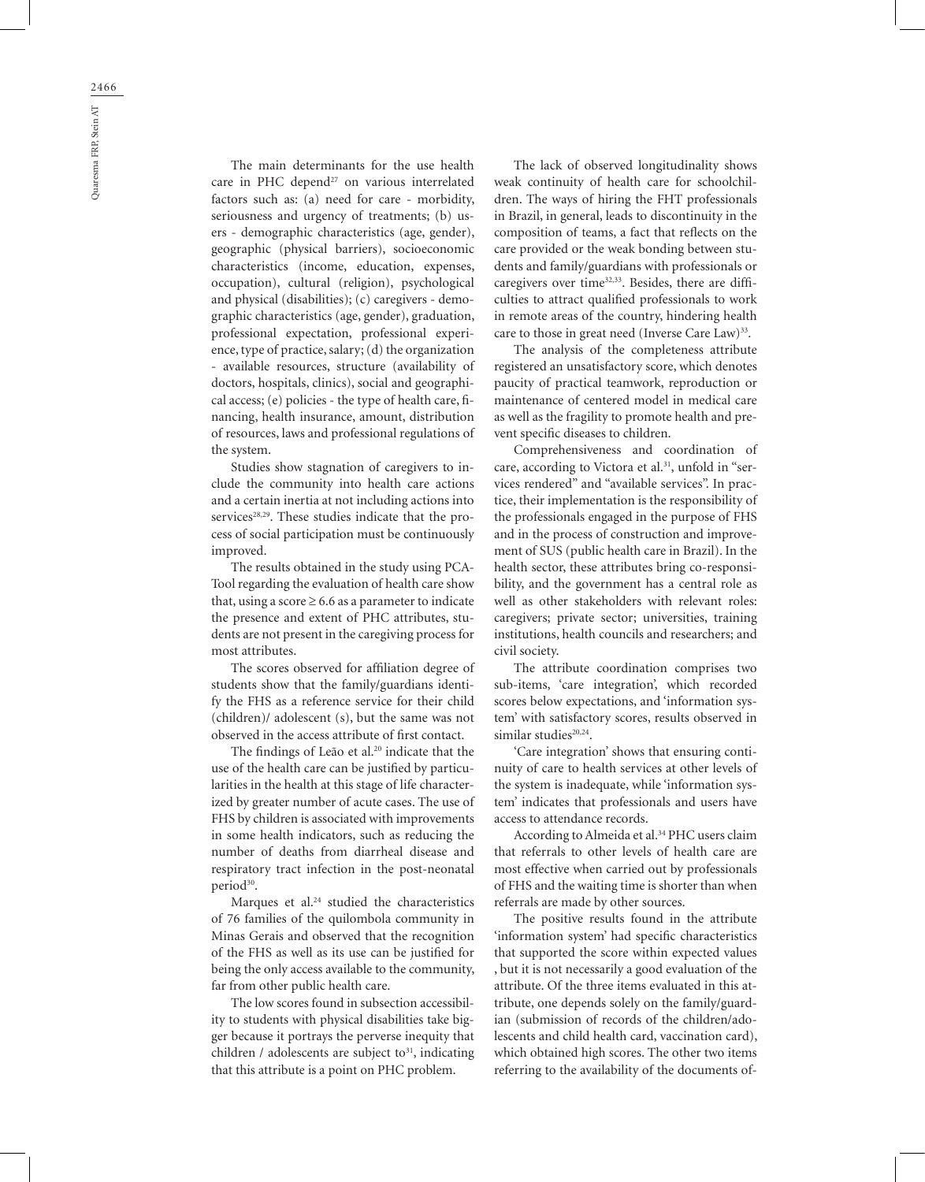The main determinants for the use health care in PHC depend[27] on various interrelated factors such as: (a) need for care - morbidity, seriousness and urgency of treatments; (b) users - demographic characteristics (age, gender), geographic (physical barriers), socioeconomic characteristics (income, education, expenses, occupation), cultural (religion), psychological and physical (disabilities); (c) caregivers - demographic characteristics (age, gender), graduation, professional expectation, professional experience, type of practice, salary; (d) the organization - available resources, structure (availability of doctors, hospitals, clinics), social and geographical access; (e) policies - the type of health care, financing, health insurance, amount, distribution of resources, laws and professional regulations of the system.

Studies show stagnation of caregivers to include the community into health care actions and a certain inertia at not including actions into services[28,29]. These studies indicate that the process of social participation must be continuously improved.

The results obtained in the study using PCA-Tool regarding the evaluation of health care show that, using a score $\geq 6.6$ as a parameter to indicate the presence and extent of PHC attributes, students are not present in the caregiving process for most attributes.

The scores observed for affiliation degree of students show that the family/guardians identify the FHS as a reference service for their child (children)/ adolescent (s), but the same was not observed in the access attribute of first contact.

The findings of Leão et al.[20] indicate that the use of the health care can be justified by particularities in the health at this stage of life characterized by greater number of acute cases. The use of FHS by children is associated with improvements in some health indicators, such as reducing the number of deaths from diarrheal disease and respiratory tract infection in the post-neonatal period[30].

Marques et al.[24] studied the characteristics of 76 families of the quilombola community in Minas Gerais and observed that the recognition of the FHS as well as its use can be justified for being the only access available to the community, far from other public health care.

The low scores found in subsection accessibility to students with physical disabilities take bigger because it portrays the perverse inequity that children / adolescents are subject to[31], indicating that this attribute is a point on PHC problem.

The lack of observed longitudinality shows weak continuity of health care for schoolchildren. The ways of hiring the FHT professionals in Brazil, in general, leads to discontinuity in the composition of teams, a fact that reflects on the care provided or the weak bonding between students and family/guardians with professionals or caregivers over time[32,33]. Besides, there are difficulties to attract qualified professionals to work in remote areas of the country, hindering health care to those in great need (Inverse Care Law)[33].

The analysis of the completeness attribute registered an unsatisfactory score, which denotes paucity of practical teamwork, reproduction or maintenance of centered model in medical care as well as the fragility to promote health and prevent specific diseases to children.

Comprehensiveness and coordination of care, according to Victora et al.[31], unfold in "services rendered" and "available services". In practice, their implementation is the responsibility of the professionals engaged in the purpose of FHS and in the process of construction and improvement of SUS (public health care in Brazil). In the health sector, these attributes bring co-responsibility, and the government has a central role as well as other stakeholders with relevant roles: caregivers; private sector; universities, training institutions, health councils and researchers; and civil society.

The attribute coordination comprises two sub-items, 'care integration', which recorded scores below expectations, and 'information system' with satisfactory scores, results observed in similar studies[20,24].

'Care integration' shows that ensuring continuity of care to health services at other levels of the system is inadequate, while 'information system' indicates that professionals and users have access to attendance records.

According to Almeida et al.[34] PHC users claim that referrals to other levels of health care are most effective when carried out by professionals of FHS and the waiting time is shorter than when referrals are made by other sources.

The positive results found in the attribute 'information system' had specific characteristics that supported the score within expected values , but it is not necessarily a good evaluation of the attribute. Of the three items evaluated in this attribute, one depends solely on the family/guardian (submission of records of the children/adolescents and child health card, vaccination card), which obtained high scores. The other two items referring to the availability of the documents of-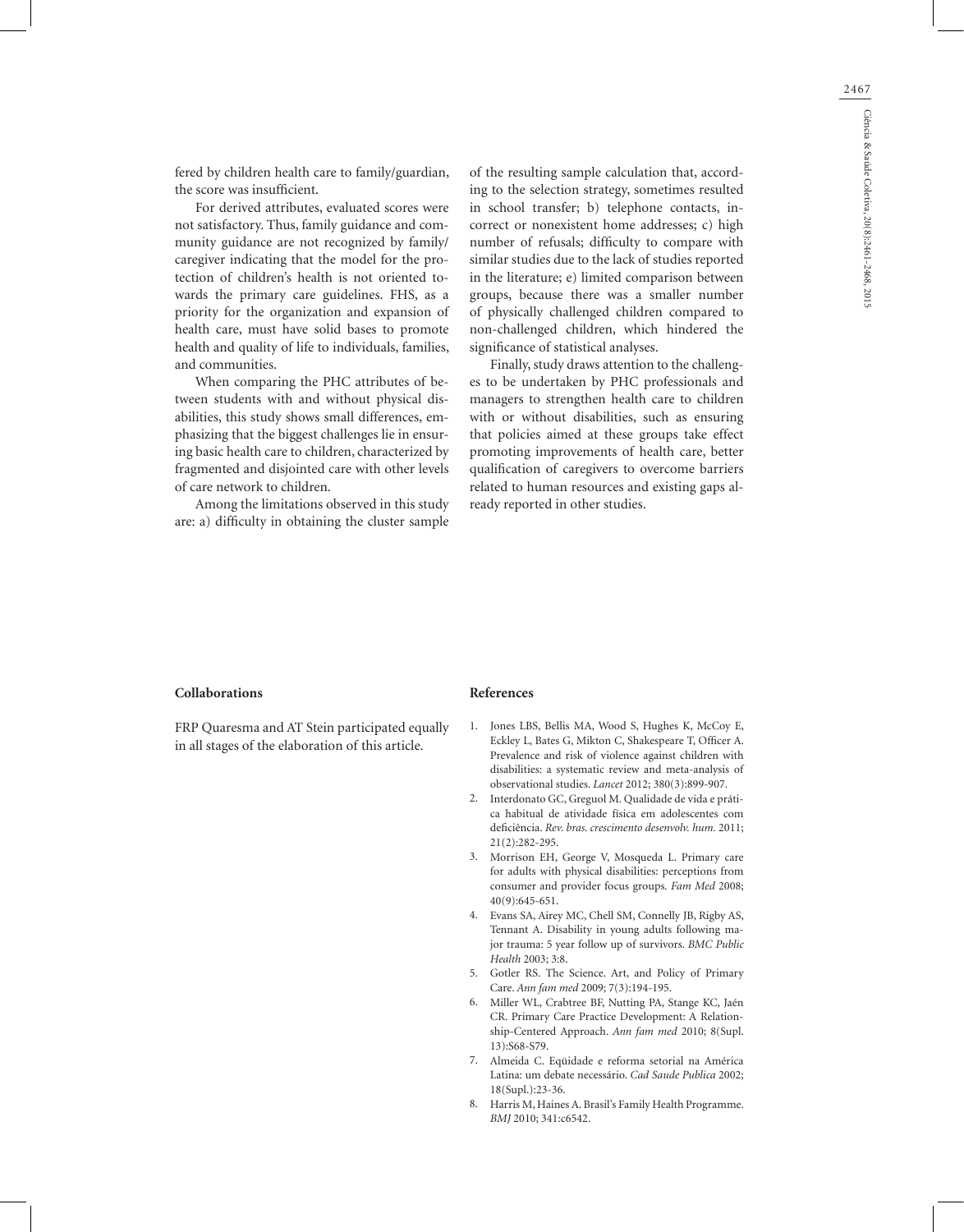fered by children health care to family/guardian, the score was insufficient.

For derived attributes, evaluated scores were not satisfactory. Thus, family guidance and community guidance are not recognized by family/caregiver indicating that the model for the protection of children's health is not oriented towards the primary care guidelines. FHS, as a priority for the organization and expansion of health care, must have solid bases to promote health and quality of life to individuals, families, and communities.

When comparing the PHC attributes of between students with and without physical disabilities, this study shows small differences, emphasizing that the biggest challenges lie in ensuring basic health care to children, characterized by fragmented and disjointed care with other levels of care network to children.

Among the limitations observed in this study are: a) difficulty in obtaining the cluster sample of the resulting sample calculation that, according to the selection strategy, sometimes resulted in school transfer; b) telephone contacts, incorrect or nonexistent home addresses; c) high number of refusals; difficulty to compare with similar studies due to the lack of studies reported in the literature; e) limited comparison between groups, because there was a smaller number of physically challenged children compared to non-challenged children, which hindered the significance of statistical analyses.

Finally, study draws attention to the challenges to be undertaken by PHC professionals and managers to strengthen health care to children with or without disabilities, such as ensuring that policies aimed at these groups take effect promoting improvements of health care, better qualification of caregivers to overcome barriers related to human resources and existing gaps already reported in other studies.

## Collaborations

FRP Quaresma and AT Stein participated equally in all stages of the elaboration of this article.

## References

1. Jones LBS, Bellis MA, Wood S, Hughes K, McCoy E, Eckley L, Bates G, Mikton C, Shakespeare T, Officer A. Prevalence and risk of violence against children with disabilities: a systematic review and meta-analysis of observational studies. *Lancet* 2012; 380(3):899-907.
2. Interdonato GC, Greguol M. Qualidade de vida e prática habitual de atividade física em adolescentes com deficiência. *Rev. bras. crescimento desenvolv. hum.* 2011; 21(2):282-295.
3. Morrison EH, George V, Mosqueda L. Primary care for adults with physical disabilities: perceptions from consumer and provider focus groups. *Fam Med* 2008; 40(9):645-651.
4. Evans SA, Airey MC, Chell SM, Connelly JB, Rigby AS, Tennant A. Disability in young adults following major trauma: 5 year follow up of survivors. *BMC Public Health* 2003; 3:8.
5. Gotler RS. The Science. Art, and Policy of Primary Care. *Ann fam med* 2009; 7(3):194-195.
6. Miller WL, Crabtree BF, Nutting PA, Stange KC, Jaén CR. Primary Care Practice Development: A Relationship-Centered Approach. *Ann fam med* 2010; 8(Supl. 13):S68-S79.
7. Almeida C. Eqüidade e reforma setorial na América Latina: um debate necessário. *Cad Saude Publica* 2002; 18(Supl.):23-36.
8. Harris M, Haines A. Brasil's Family Health Programme. *BMJ* 2010; 341:c6542.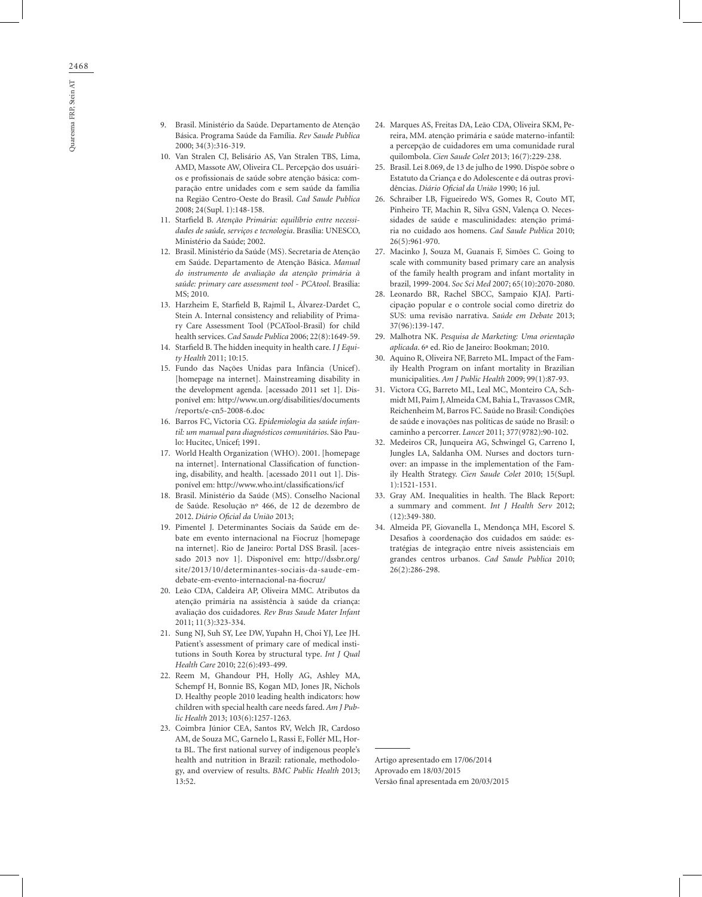9. Brasil. Ministério da Saúde. Departamento de Atenção Básica. Programa Saúde da Família. *Rev Saude Publica* 2000; 34(3):316-319.
10. Van Stralen CJ, Belisário AS, Van Stralen TBS, Lima, AMD, Massote AW, Oliveira CL. Percepção dos usuários e profissionais de saúde sobre atenção básica: comparação entre unidades com e sem saúde da família na Região Centro-Oeste do Brasil. *Cad Saude Publica* 2008; 24(Supl. 1):148-158.
11. Starfield B. *Atenção Primária: equilíbrio entre necessidades de saúde, serviços e tecnologia*. Brasília: UNESCO, Ministério da Saúde; 2002.
12. Brasil. Ministério da Saúde (MS). Secretaria de Atenção em Saúde. Departamento de Atenção Básica. *Manual do instrumento de avaliação da atenção primária à saúde: primary care assessment tool - PCAtool*. Brasília: MS; 2010.
13. Harzheim E, Starfield B, Rajmil L, Álvarez-Dardet C, Stein A. Internal consistency and reliability of Primary Care Assessment Tool (PCATool-Brasil) for child health services. *Cad Saude Publica* 2006; 22(8):1649-59.
14. Starfield B. The hidden inequity in health care. *I J Equity Health* 2011; 10:15.
15. Fundo das Nações Unidas para Infância (Unicef). [homepage na internet]. Mainstreaming disability in the development agenda. [acessado 2011 set 1]. Disponível em: http://www.un.org/disabilities/documents/reports/e-cn5-2008-6.doc
16. Barros FC, Victoria CG. *Epidemiologia da saúde infantil: um manual para diagnósticos comunitários*. São Paulo: Hucitec, Unicef; 1991.
17. World Health Organization (WHO). 2001. [homepage na internet]. International Classification of functioning, disability, and health. [acessado 2011 out 1]. Disponível em: http://www.who.int/classifications/icf
18. Brasil. Ministério da Saúde (MS). Conselho Nacional de Saúde. Resolução nº 466, de 12 de dezembro de 2012. *Diário Oficial da União* 2013;
19. Pimentel J. Determinantes Sociais da Saúde em debate em evento internacional na Fiocruz [homepage na internet]. Rio de Janeiro: Portal DSS Brasil. [acessado 2013 nov 1]. Disponível em: http://dssbr.org/site/2013/10/determinantes-sociais-da-saude-em-debate-em-evento-internacional-na-fiocruz/
20. Leão CDA, Caldeira AP, Oliveira MMC. Atributos da atenção primária na assistência à saúde da criança: avaliação dos cuidadores. *Rev Bras Saude Mater Infant* 2011; 11(3):323-334.
21. Sung NJ, Suh SY, Lee DW, Yupahn H, Choi YJ, Lee JH. Patient's assessment of primary care of medical institutions in South Korea by structural type. *Int J Qual Health Care* 2010; 22(6):493-499.
22. Reem M, Ghandour PH, Holly AG, Ashley MA, Schempf H, Bonnie BS, Kogan MD, Jones JR, Nichols D. Healthy people 2010 leading health indicators: how children with special health care needs fared. *Am J Public Health* 2013; 103(6):1257-1263.
23. Coimbra Júnior CEA, Santos RV, Welch JR, Cardoso AM, de Souza MC, Garnelo L, Rassi E, Follér ML, Horta BL. The first national survey of indigenous people's health and nutrition in Brazil: rationale, methodology, and overview of results. *BMC Public Health* 2013; 13:52.
24. Marques AS, Freitas DA, Leão CDA, Oliveira SKM, Pereira, MM. atenção primária e saúde materno-infantil: a percepção de cuidadores em uma comunidade rural quilombola. *Cien Saude Colet* 2013; 16(7):229-238.
25. Brasil. Lei 8.069, de 13 de julho de 1990. Dispõe sobre o Estatuto da Criança e do Adolescente e dá outras providências. *Diário Oficial da União* 1990; 16 jul.
26. Schraiber LB, Figueiredo WS, Gomes R, Couto MT, Pinheiro TF, Machin R, Silva GSN, Valença O. Necessidades de saúde e masculinidades: atenção primária no cuidado aos homens. *Cad Saude Publica* 2010; 26(5):961-970.
27. Macinko J, Souza M, Guanais F, Simões C. Going to scale with community based primary care an analysis of the family health program and infant mortality in brazil, 1999-2004. *Soc Sci Med* 2007; 65(10):2070-2080.
28. Leonardo BR, Rachel SBCC, Sampaio KJAJ. Participação popular e o controle social como diretriz do SUS: uma revisão narrativa. *Saúde em Debate* 2013; 37(96):139-147.
29. Malhotra NK. *Pesquisa de Marketing: Uma orientação aplicada*. 6ª ed. Rio de Janeiro: Bookman; 2010.
30. Aquino R, Oliveira NF, Barreto ML. Impact of the Family Health Program on infant mortality in Brazilian municipalities. *Am J Public Health* 2009; 99(1):87-93.
31. Victora CG, Barreto ML, Leal MC, Monteiro CA, Schmidt MI, Paim J, Almeida CM, Bahia L, Travassos CMR, Reichenheim M, Barros FC. Saúde no Brasil: Condições de saúde e inovações nas políticas de saúde no Brasil: o caminho a percorrer. *Lancet* 2011; 377(9782):90-102.
32. Medeiros CR, Junqueira AG, Schwingel G, Carreno I, Jungles LA, Saldanha OM. Nurses and doctors turnover: an impasse in the implementation of the Family Health Strategy. *Cien Saude Colet* 2010; 15(Supl. 1):1521-1531.
33. Gray AM. Inequalities in health. The Black Report: a summary and comment. *Int J Health Serv* 2012; (12):349-380.
34. Almeida PF, Giovanella L, Mendonça MH, Escorel S. Desafios à coordenação dos cuidados em saúde: estratégias de integração entre níveis assistenciais em grandes centros urbanos. *Cad Saude Publica* 2010; 26(2):286-298.

---

Artigo apresentado em 17/06/2014
Aprovado em 18/03/2015
Versão final apresentada em 20/03/2015